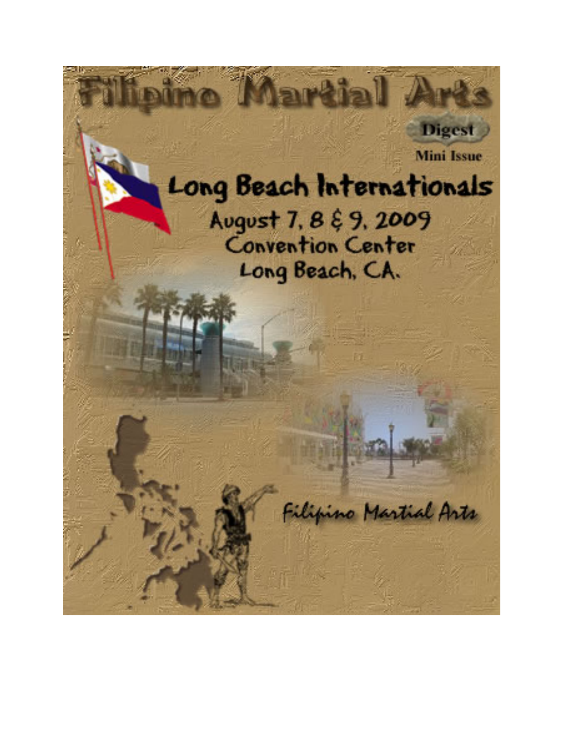# Filipino Martial Arts

**Digest**

**Mini Issue**

## Long Beach Internationals

August 7, 8 & 9, 2009
Convention Center
Long Beach, CA.

Filipino Martial Arts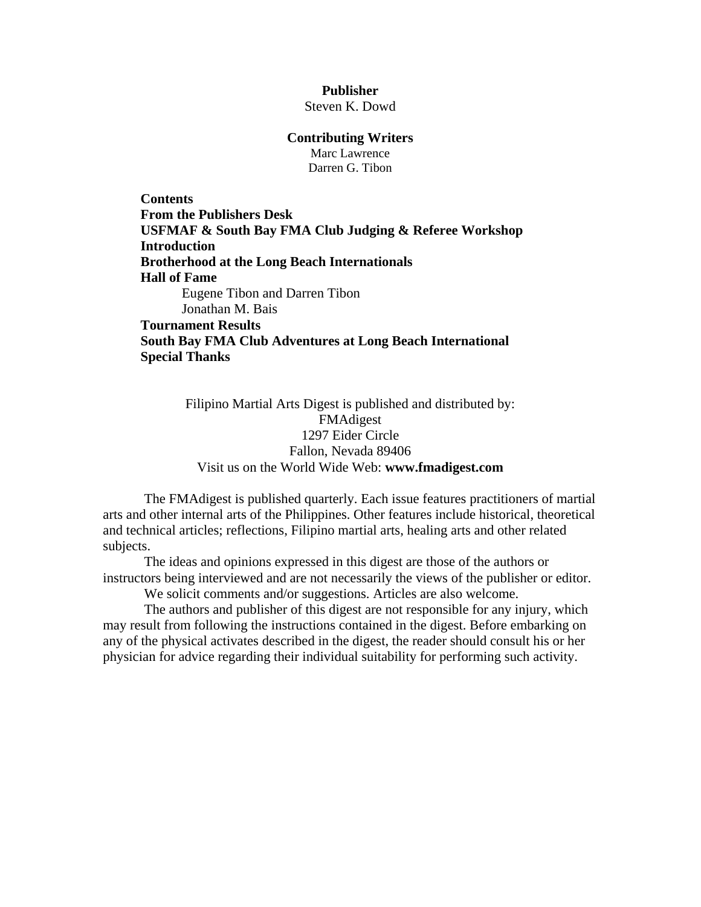**Publisher**
Steven K. Dowd

**Contributing Writers**
Marc Lawrence
Darren G. Tibon

**Contents**
**From the Publishers Desk**
**USFMAF & South Bay FMA Club Judging & Referee Workshop**
**Introduction**
**Brotherhood at the Long Beach Internationals**
**Hall of Fame**
- Eugene Tibon and Darren Tibon
- Jonathan M. Bais

**Tournament Results**
**South Bay FMA Club Adventures at Long Beach International**
**Special Thanks**

Filipino Martial Arts Digest is published and distributed by:
FMAdigest
1297 Eider Circle
Fallon, Nevada 89406
Visit us on the World Wide Web: **www.fmadigest.com**

The FMAdigest is published quarterly. Each issue features practitioners of martial arts and other internal arts of the Philippines. Other features include historical, theoretical and technical articles; reflections, Filipino martial arts, healing arts and other related subjects.

The ideas and opinions expressed in this digest are those of the authors or instructors being interviewed and are not necessarily the views of the publisher or editor.

We solicit comments and/or suggestions. Articles are also welcome.

The authors and publisher of this digest are not responsible for any injury, which may result from following the instructions contained in the digest. Before embarking on any of the physical activates described in the digest, the reader should consult his or her physician for advice regarding their individual suitability for performing such activity.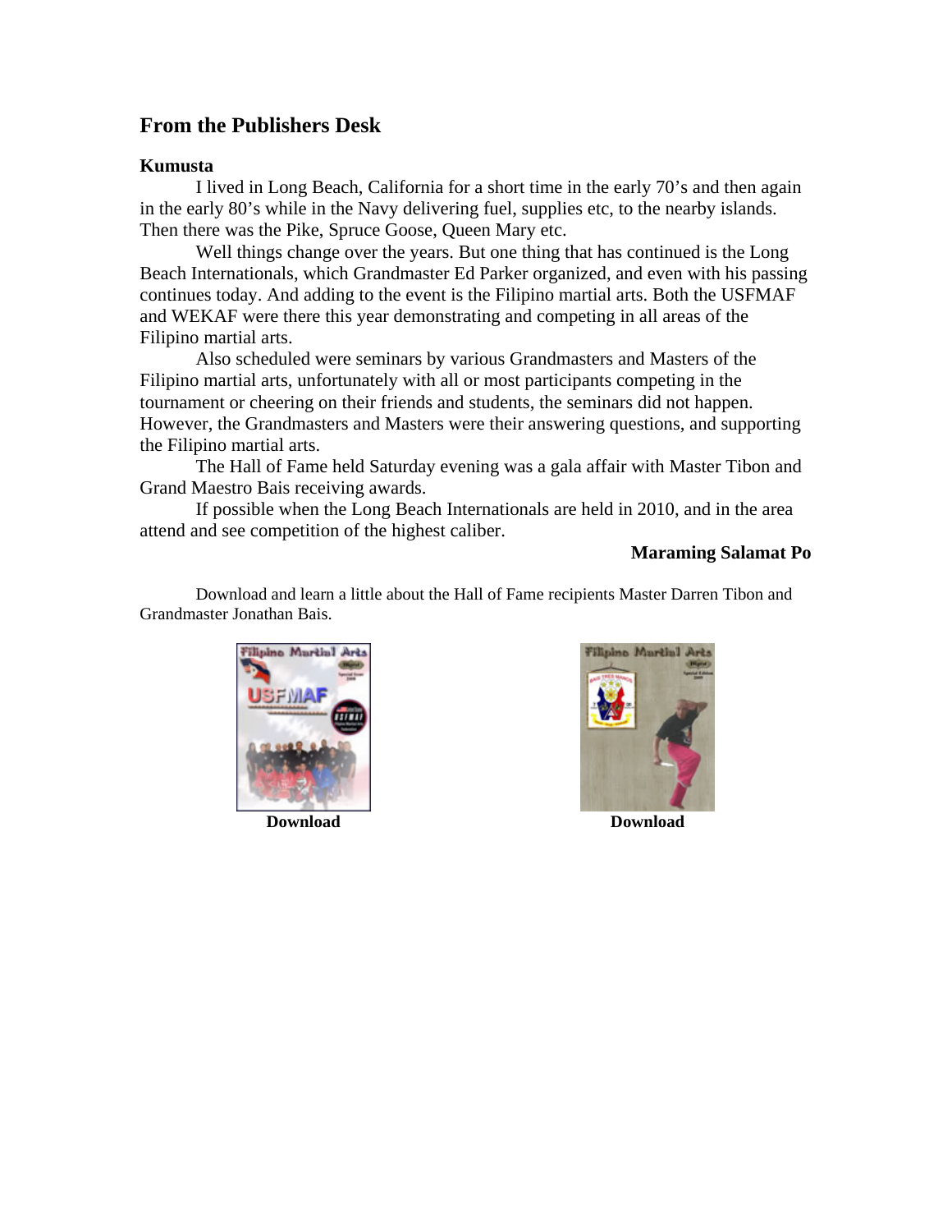## From the Publishers Desk

**Kumusta**

I lived in Long Beach, California for a short time in the early 70's and then again in the early 80's while in the Navy delivering fuel, supplies etc, to the nearby islands. Then there was the Pike, Spruce Goose, Queen Mary etc.

Well things change over the years. But one thing that has continued is the Long Beach Internationals, which Grandmaster Ed Parker organized, and even with his passing continues today. And adding to the event is the Filipino martial arts. Both the USFMAF and WEKAF were there this year demonstrating and competing in all areas of the Filipino martial arts.

Also scheduled were seminars by various Grandmasters and Masters of the Filipino martial arts, unfortunately with all or most participants competing in the tournament or cheering on their friends and students, the seminars did not happen. However, the Grandmasters and Masters were their answering questions, and supporting the Filipino martial arts.

The Hall of Fame held Saturday evening was a gala affair with Master Tibon and Grand Maestro Bais receiving awards.

If possible when the Long Beach Internationals are held in 2010, and in the area attend and see competition of the highest caliber.

**Maraming Salamat Po**

Download and learn a little about the Hall of Fame recipients Master Darren Tibon and Grandmaster Jonathan Bais.

**Download**

**Download**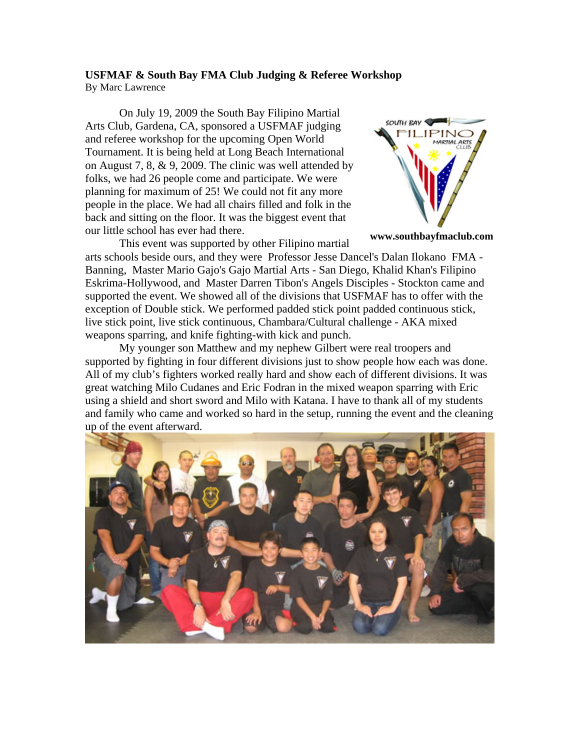**USFMAF & South Bay FMA Club Judging & Referee Workshop**
By Marc Lawrence

On July 19, 2009 the South Bay Filipino Martial Arts Club, Gardena, CA, sponsored a USFMAF judging and referee workshop for the upcoming Open World Tournament. It is being held at Long Beach International on August 7, 8, & 9, 2009. The clinic was well attended by folks, we had 26 people come and participate. We were planning for maximum of 25! We could not fit any more people in the place. We had all chairs filled and folk in the back and sitting on the floor. It was the biggest event that our little school has ever had there.

**www.southbayfmaclub.com**

This event was supported by other Filipino martial arts schools beside ours, and they were Professor Jesse Dancel's Dalan Ilokano FMA - Banning, Master Mario Gajo's Gajo Martial Arts - San Diego, Khalid Khan's Filipino Eskrima-Hollywood, and Master Darren Tibon's Angels Disciples - Stockton came and supported the event. We showed all of the divisions that USFMAF has to offer with the exception of Double stick. We performed padded stick point padded continuous stick, live stick point, live stick continuous, Chambara/Cultural challenge - AKA mixed weapons sparring, and knife fighting-with kick and punch.

My younger son Matthew and my nephew Gilbert were real troopers and supported by fighting in four different divisions just to show people how each was done. All of my club's fighters worked really hard and show each of different divisions. It was great watching Milo Cudanes and Eric Fodran in the mixed weapon sparring with Eric using a shield and short sword and Milo with Katana. I have to thank all of my students and family who came and worked so hard in the setup, running the event and the cleaning up of the event afterward.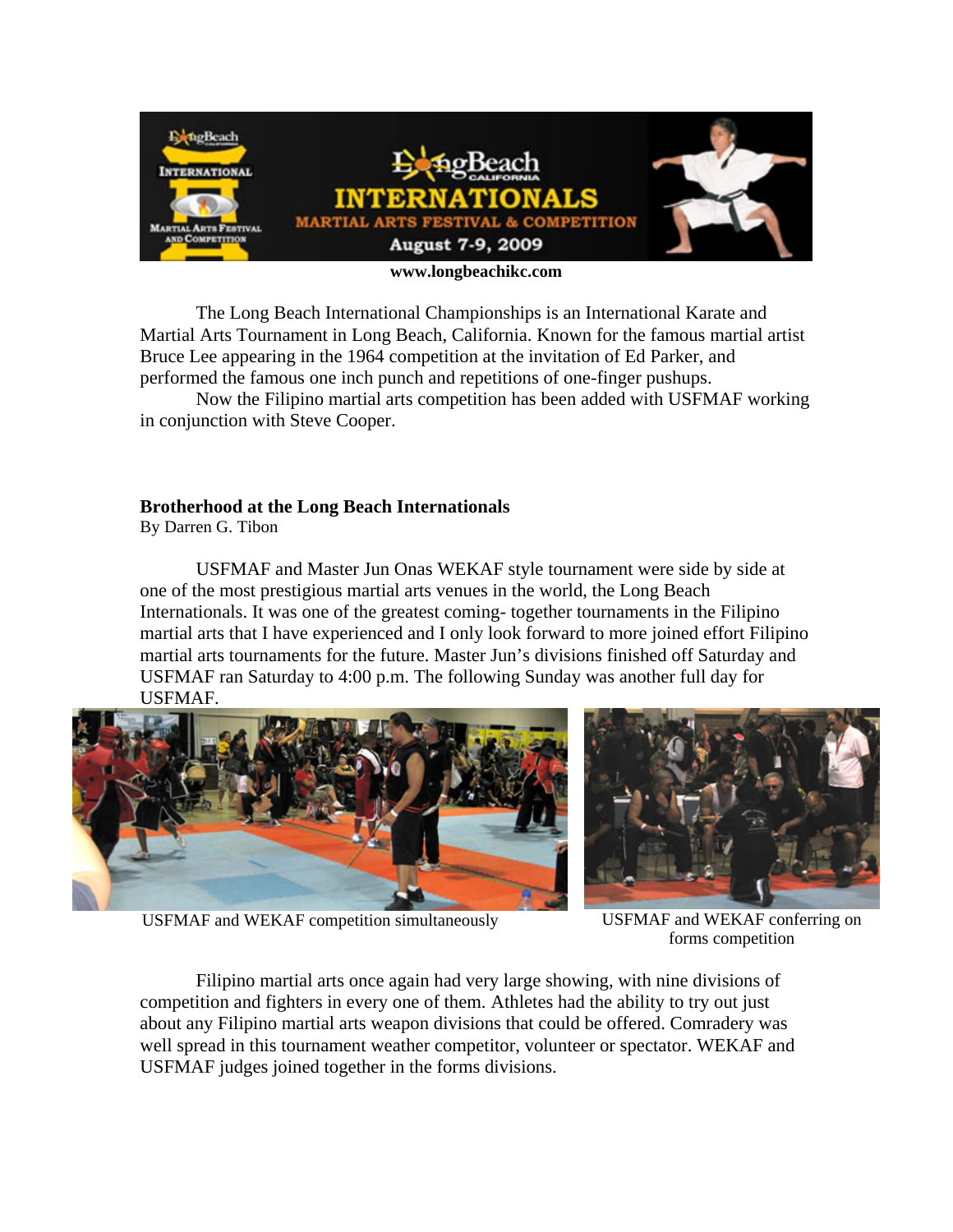www.longbeachikc.com

The Long Beach International Championships is an International Karate and Martial Arts Tournament in Long Beach, California. Known for the famous martial artist Bruce Lee appearing in the 1964 competition at the invitation of Ed Parker, and performed the famous one inch punch and repetitions of one-finger pushups.

Now the Filipino martial arts competition has been added with USFMAF working in conjunction with Steve Cooper.

**Brotherhood at the Long Beach Internationals**
By Darren G. Tibon

USFMAF and Master Jun Onas WEKAF style tournament were side by side at one of the most prestigious martial arts venues in the world, the Long Beach Internationals. It was one of the greatest coming- together tournaments in the Filipino martial arts that I have experienced and I only look forward to more joined effort Filipino martial arts tournaments for the future. Master Jun's divisions finished off Saturday and USFMAF ran Saturday to 4:00 p.m. The following Sunday was another full day for USFMAF.

USFMAF and WEKAF competition simultaneously

USFMAF and WEKAF conferring on forms competition

Filipino martial arts once again had very large showing, with nine divisions of competition and fighters in every one of them. Athletes had the ability to try out just about any Filipino martial arts weapon divisions that could be offered. Comradery was well spread in this tournament weather competitor, volunteer or spectator. WEKAF and USFMAF judges joined together in the forms divisions.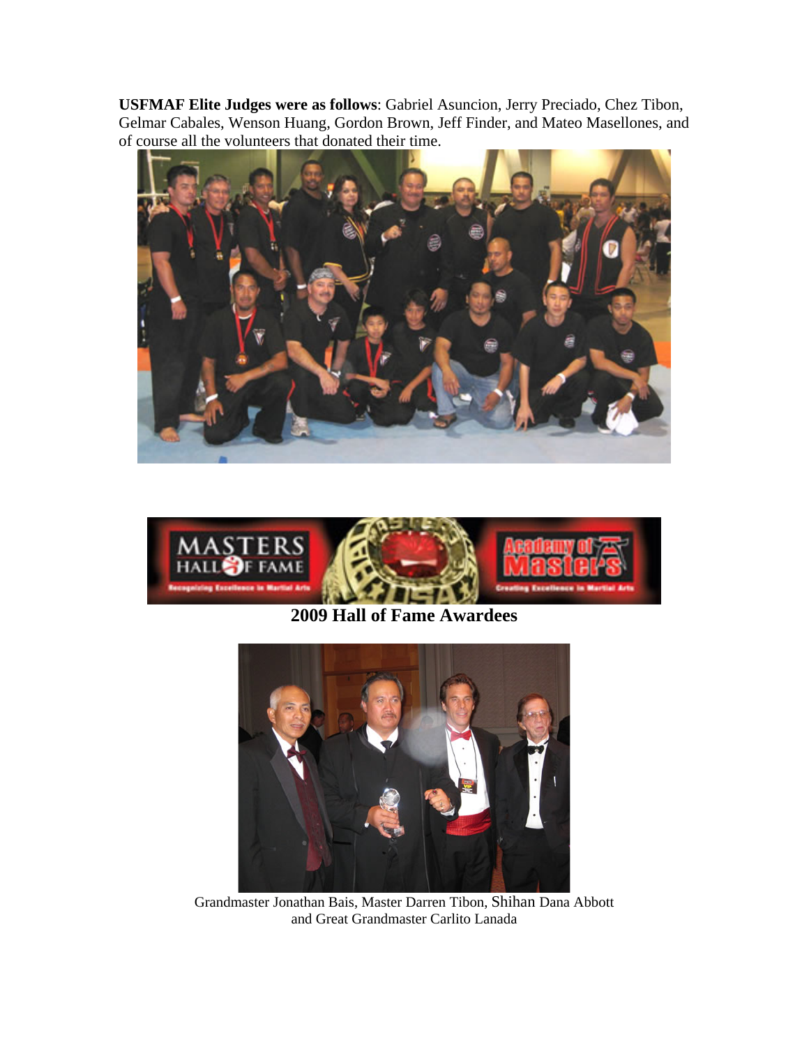**USFMAF Elite Judges were as follows**: Gabriel Asuncion, Jerry Preciado, Chez Tibon, Gelmar Cabales, Wenson Huang, Gordon Brown, Jeff Finder, and Mateo Masellones, and of course all the volunteers that donated their time.

## 2009 Hall of Fame Awardees

Grandmaster Jonathan Bais, Master Darren Tibon, Shihan Dana Abbott and Great Grandmaster Carlito Lanada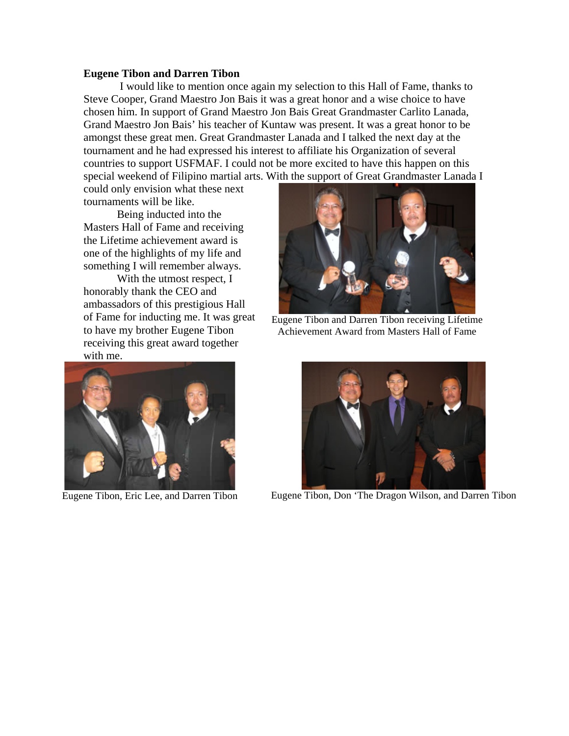**Eugene Tibon and Darren Tibon**

I would like to mention once again my selection to this Hall of Fame, thanks to Steve Cooper, Grand Maestro Jon Bais it was a great honor and a wise choice to have chosen him. In support of Grand Maestro Jon Bais Great Grandmaster Carlito Lanada, Grand Maestro Jon Bais' his teacher of Kuntaw was present. It was a great honor to be amongst these great men. Great Grandmaster Lanada and I talked the next day at the tournament and he had expressed his interest to affiliate his Organization of several countries to support USFMAF. I could not be more excited to have this happen on this special weekend of Filipino martial arts. With the support of Great Grandmaster Lanada I could only envision what these next tournaments will be like.

Being inducted into the Masters Hall of Fame and receiving the Lifetime achievement award is one of the highlights of my life and something I will remember always.

With the utmost respect, I honorably thank the CEO and ambassadors of this prestigious Hall of Fame for inducting me. It was great to have my brother Eugene Tibon receiving this great award together with me.

Eugene Tibon and Darren Tibon receiving Lifetime Achievement Award from Masters Hall of Fame

Eugene Tibon, Eric Lee, and Darren Tibon

Eugene Tibon, Don 'The Dragon Wilson, and Darren Tibon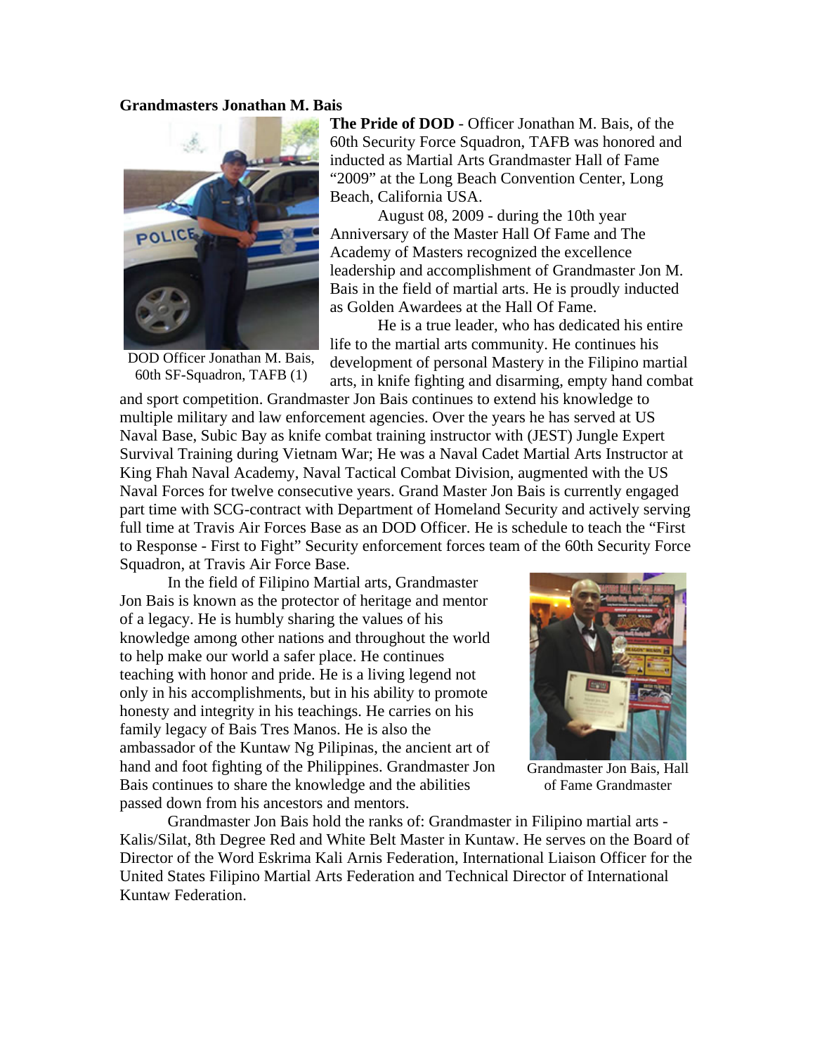**Grandmasters Jonathan M. Bais**

DOD Officer Jonathan M. Bais, 60th SF-Squadron, TAFB (1)

**The Pride of DOD** - Officer Jonathan M. Bais, of the 60th Security Force Squadron, TAFB was honored and inducted as Martial Arts Grandmaster Hall of Fame "2009" at the Long Beach Convention Center, Long Beach, California USA.

August 08, 2009 - during the 10th year Anniversary of the Master Hall Of Fame and The Academy of Masters recognized the excellence leadership and accomplishment of Grandmaster Jon M. Bais in the field of martial arts. He is proudly inducted as Golden Awardees at the Hall Of Fame.

He is a true leader, who has dedicated his entire life to the martial arts community. He continues his development of personal Mastery in the Filipino martial arts, in knife fighting and disarming, empty hand combat and sport competition. Grandmaster Jon Bais continues to extend his knowledge to multiple military and law enforcement agencies. Over the years he has served at US Naval Base, Subic Bay as knife combat training instructor with (JEST) Jungle Expert Survival Training during Vietnam War; He was a Naval Cadet Martial Arts Instructor at King Fhah Naval Academy, Naval Tactical Combat Division, augmented with the US Naval Forces for twelve consecutive years. Grand Master Jon Bais is currently engaged part time with SCG-contract with Department of Homeland Security and actively serving full time at Travis Air Forces Base as an DOD Officer. He is schedule to teach the "First to Response - First to Fight" Security enforcement forces team of the 60th Security Force Squadron, at Travis Air Force Base.

In the field of Filipino Martial arts, Grandmaster Jon Bais is known as the protector of heritage and mentor of a legacy. He is humbly sharing the values of his knowledge among other nations and throughout the world to help make our world a safer place. He continues teaching with honor and pride. He is a living legend not only in his accomplishments, but in his ability to promote honesty and integrity in his teachings. He carries on his family legacy of Bais Tres Manos. He is also the ambassador of the Kuntaw Ng Pilipinas, the ancient art of hand and foot fighting of the Philippines. Grandmaster Jon Bais continues to share the knowledge and the abilities passed down from his ancestors and mentors.

Grandmaster Jon Bais, Hall of Fame Grandmaster

Grandmaster Jon Bais hold the ranks of: Grandmaster in Filipino martial arts - Kalis/Silat, 8th Degree Red and White Belt Master in Kuntaw. He serves on the Board of Director of the Word Eskrima Kali Arnis Federation, International Liaison Officer for the United States Filipino Martial Arts Federation and Technical Director of International Kuntaw Federation.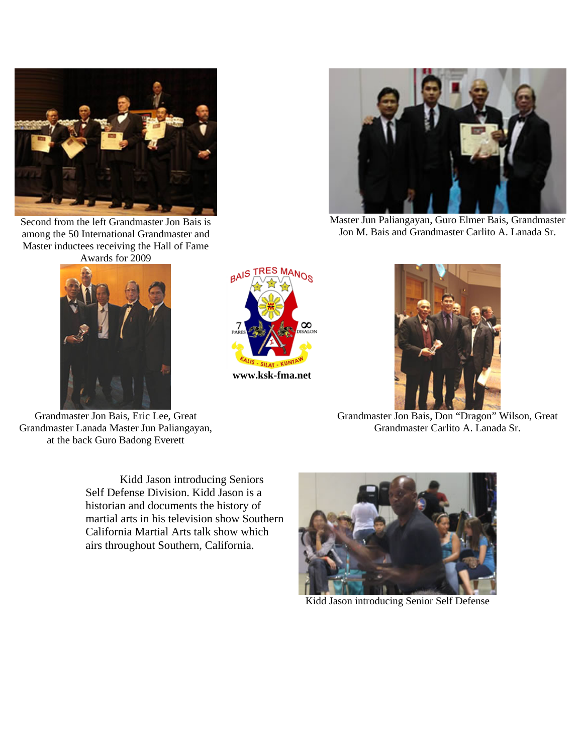Second from the left Grandmaster Jon Bais is among the 50 International Grandmaster and Master inductees receiving the Hall of Fame Awards for 2009

Master Jun Paliangayan, Guro Elmer Bais, Grandmaster Jon M. Bais and Grandmaster Carlito A. Lanada Sr.

Grandmaster Jon Bais, Eric Lee, Great Grandmaster Lanada Master Jun Paliangayan, at the back Guro Badong Everett

www.ksk-fma.net

Grandmaster Jon Bais, Don "Dragon" Wilson, Great Grandmaster Carlito A. Lanada Sr.

Kidd Jason introducing Seniors Self Defense Division. Kidd Jason is a historian and documents the history of martial arts in his television show Southern California Martial Arts talk show which airs throughout Southern, California.

Kidd Jason introducing Senior Self Defense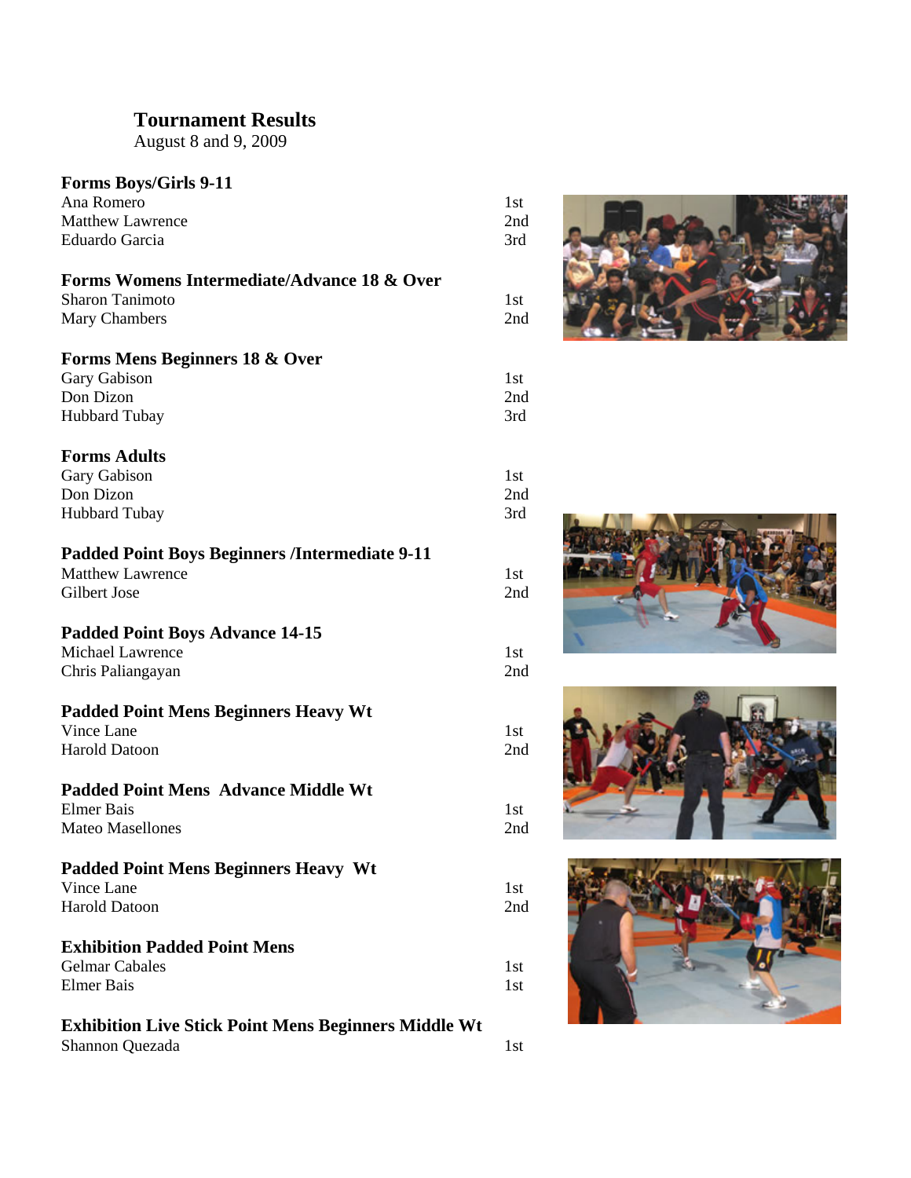# Tournament Results

August 8 and 9, 2009

### Forms Boys/Girls 9-11

| Name | Place |
|---|---|
| Ana Romero | 1st |
| Matthew Lawrence | 2nd |
| Eduardo Garcia | 3rd |

### Forms Womens Intermediate/Advance 18 & Over

| Name | Place |
|---|---|
| Sharon Tanimoto | 1st |
| Mary Chambers | 2nd |

### Forms Mens Beginners 18 & Over

| Name | Place |
|---|---|
| Gary Gabison | 1st |
| Don Dizon | 2nd |
| Hubbard Tubay | 3rd |

### Forms Adults

| Name | Place |
|---|---|
| Gary Gabison | 1st |
| Don Dizon | 2nd |
| Hubbard Tubay | 3rd |

### Padded Point Boys Beginners /Intermediate 9-11

| Name | Place |
|---|---|
| Matthew Lawrence | 1st |
| Gilbert Jose | 2nd |

### Padded Point Boys Advance 14-15

| Name | Place |
|---|---|
| Michael Lawrence | 1st |
| Chris Paliangayan | 2nd |

### Padded Point Mens Beginners Heavy Wt

| Name | Place |
|---|---|
| Vince Lane | 1st |
| Harold Datoon | 2nd |

### Padded Point Mens Advance Middle Wt

| Name | Place |
|---|---|
| Elmer Bais | 1st |
| Mateo Masellones | 2nd |

### Padded Point Mens Beginners Heavy Wt

| Name | Place |
|---|---|
| Vince Lane | 1st |
| Harold Datoon | 2nd |

### Exhibition Padded Point Mens

| Name | Place |
|---|---|
| Gelmar Cabales | 1st |
| Elmer Bais | 1st |

### Exhibition Live Stick Point Mens Beginners Middle Wt

| Name | Place |
|---|---|
| Shannon Quezada | 1st |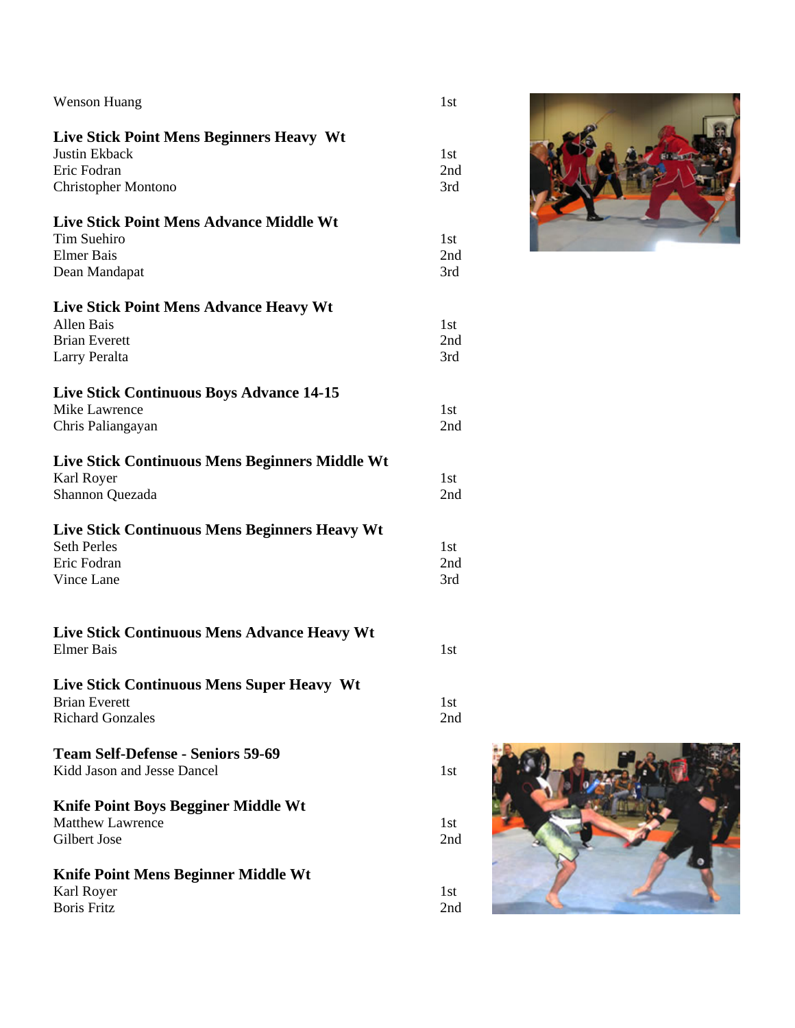Wenson Huang 1st

**Live Stick Point Mens Beginners Heavy Wt**

| | |
|---|---|
| Justin Ekback | 1st |
| Eric Fodran | 2nd |
| Christopher Montono | 3rd |

**Live Stick Point Mens Advance Middle Wt**

| | |
|---|---|
| Tim Suehiro | 1st |
| Elmer Bais | 2nd |
| Dean Mandapat | 3rd |

**Live Stick Point Mens Advance Heavy Wt**

| | |
|---|---|
| Allen Bais | 1st |
| Brian Everett | 2nd |
| Larry Peralta | 3rd |

**Live Stick Continuous Boys Advance 14-15**

| | |
|---|---|
| Mike Lawrence | 1st |
| Chris Paliangayan | 2nd |

**Live Stick Continuous Mens Beginners Middle Wt**

| | |
|---|---|
| Karl Royer | 1st |
| Shannon Quezada | 2nd |

**Live Stick Continuous Mens Beginners Heavy Wt**

| | |
|---|---|
| Seth Perles | 1st |
| Eric Fodran | 2nd |
| Vince Lane | 3rd |

**Live Stick Continuous Mens Advance Heavy Wt**

| | |
|---|---|
| Elmer Bais | 1st |

**Live Stick Continuous Mens Super Heavy Wt**

| | |
|---|---|
| Brian Everett | 1st |
| Richard Gonzales | 2nd |

**Team Self-Defense - Seniors 59-69**

| | |
|---|---|
| Kidd Jason and Jesse Dancel | 1st |

**Knife Point Boys Begginer Middle Wt**

| | |
|---|---|
| Matthew Lawrence | 1st |
| Gilbert Jose | 2nd |

**Knife Point Mens Beginner Middle Wt**

| | |
|---|---|
| Karl Royer | 1st |
| Boris Fritz | 2nd |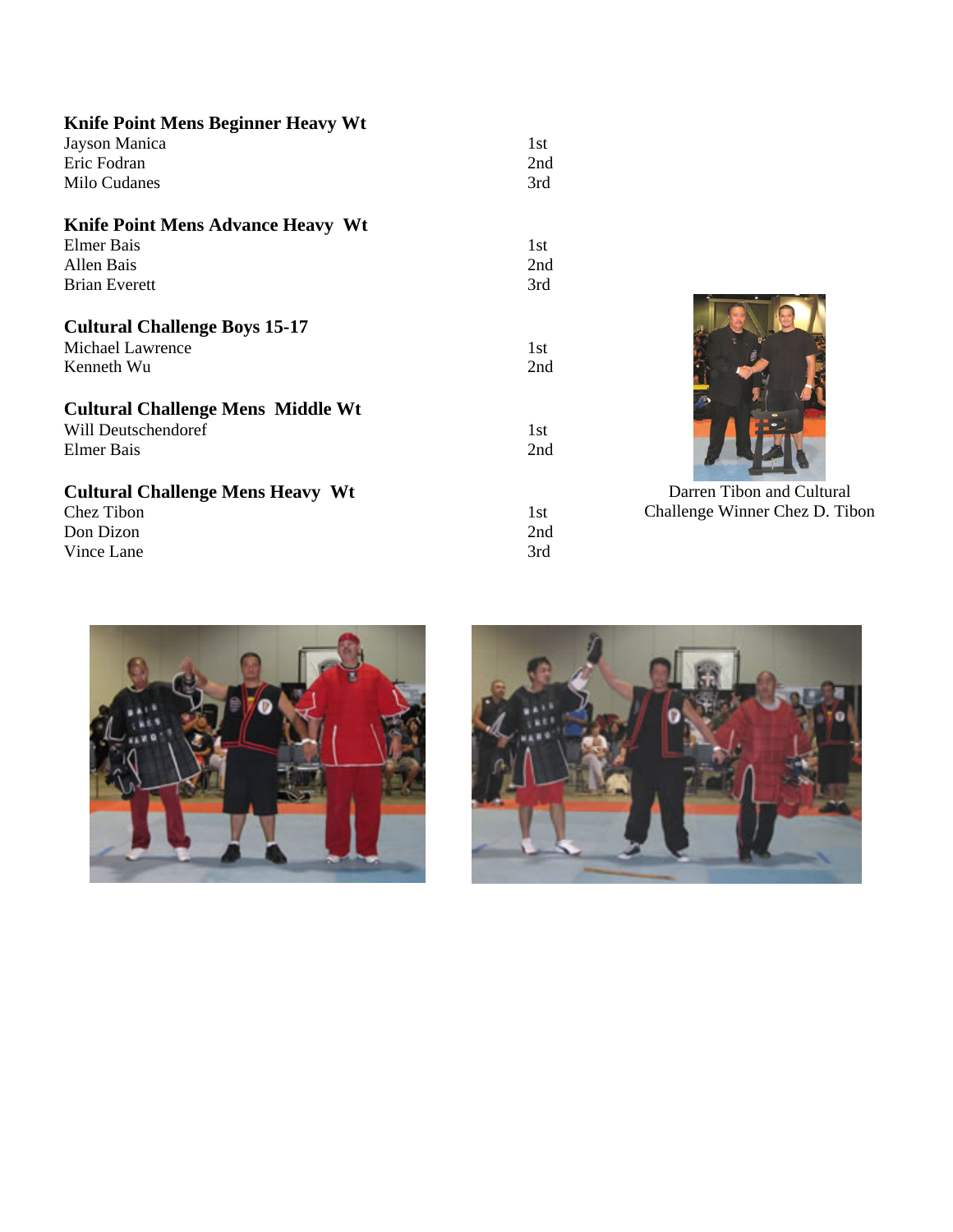**Knife Point Mens Beginner Heavy Wt**

| | |
|---|---|
| Jayson Manica | 1st |
| Eric Fodran | 2nd |
| Milo Cudanes | 3rd |

**Knife Point Mens Advance Heavy Wt**

| | |
|---|---|
| Elmer Bais | 1st |
| Allen Bais | 2nd |
| Brian Everett | 3rd |

**Cultural Challenge Boys 15-17**

| | |
|---|---|
| Michael Lawrence | 1st |
| Kenneth Wu | 2nd |

**Cultural Challenge Mens Middle Wt**

| | |
|---|---|
| Will Deutschendoref | 1st |
| Elmer Bais | 2nd |

**Cultural Challenge Mens Heavy Wt**

| | |
|---|---|
| Chez Tibon | 1st |
| Don Dizon | 2nd |
| Vince Lane | 3rd |

Darren Tibon and Cultural Challenge Winner Chez D. Tibon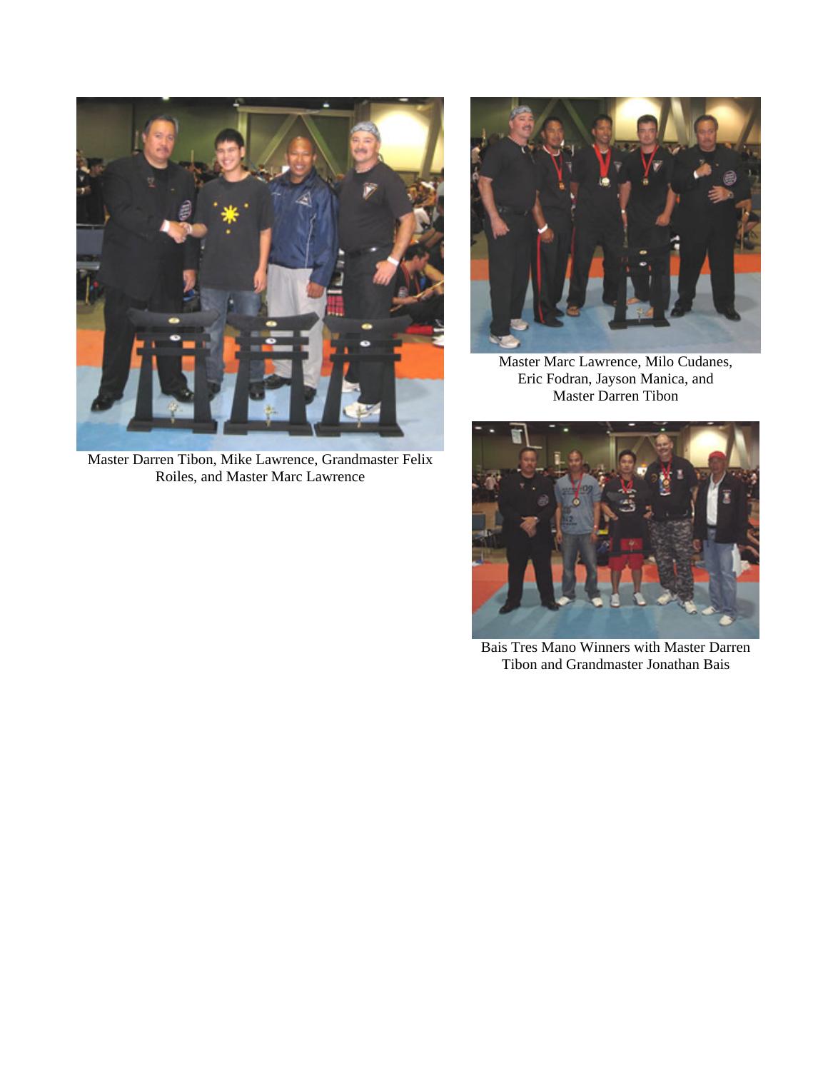Master Darren Tibon, Mike Lawrence, Grandmaster Felix Roiles, and Master Marc Lawrence

Master Marc Lawrence, Milo Cudanes, Eric Fodran, Jayson Manica, and Master Darren Tibon

Bais Tres Mano Winners with Master Darren Tibon and Grandmaster Jonathan Bais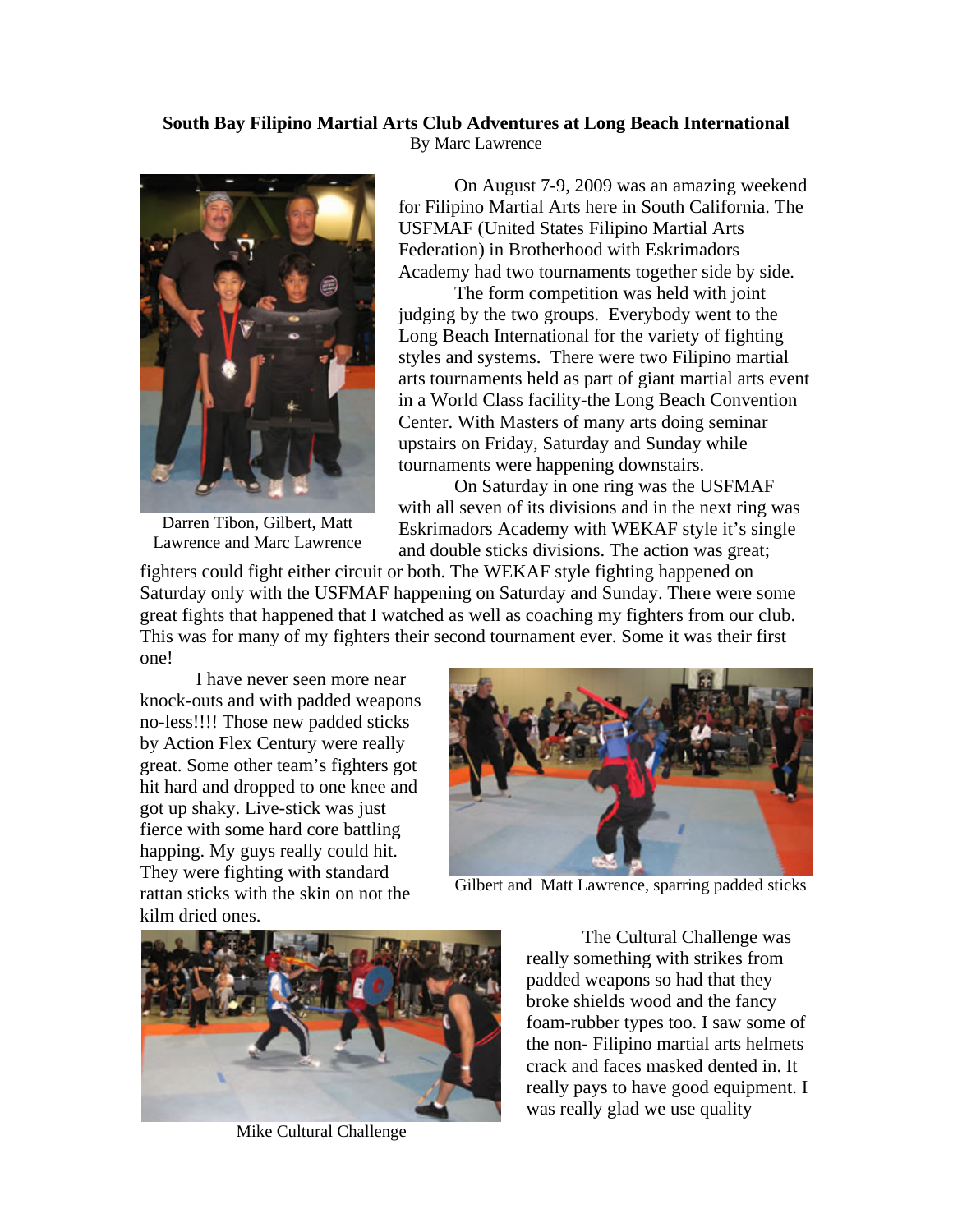**South Bay Filipino Martial Arts Club Adventures at Long Beach International**

By Marc Lawrence

Darren Tibon, Gilbert, Matt Lawrence and Marc Lawrence

On August 7-9, 2009 was an amazing weekend for Filipino Martial Arts here in South California. The USFMAF (United States Filipino Martial Arts Federation) in Brotherhood with Eskrimadors Academy had two tournaments together side by side.

The form competition was held with joint judging by the two groups. Everybody went to the Long Beach International for the variety of fighting styles and systems. There were two Filipino martial arts tournaments held as part of giant martial arts event in a World Class facility-the Long Beach Convention Center. With Masters of many arts doing seminar upstairs on Friday, Saturday and Sunday while tournaments were happening downstairs.

On Saturday in one ring was the USFMAF with all seven of its divisions and in the next ring was Eskrimadors Academy with WEKAF style it's single and double sticks divisions. The action was great; fighters could fight either circuit or both. The WEKAF style fighting happened on Saturday only with the USFMAF happening on Saturday and Sunday. There were some great fights that happened that I watched as well as coaching my fighters from our club. This was for many of my fighters their second tournament ever. Some it was their first one!

I have never seen more near knock-outs and with padded weapons no-less!!!! Those new padded sticks by Action Flex Century were really great. Some other team's fighters got hit hard and dropped to one knee and got up shaky. Live-stick was just fierce with some hard core battling happing. My guys really could hit. They were fighting with standard rattan sticks with the skin on not the kilm dried ones.

Gilbert and Matt Lawrence, sparring padded sticks

Mike Cultural Challenge

The Cultural Challenge was really something with strikes from padded weapons so had that they broke shields wood and the fancy foam-rubber types too. I saw some of the non- Filipino martial arts helmets crack and faces masked dented in. It really pays to have good equipment. I was really glad we use quality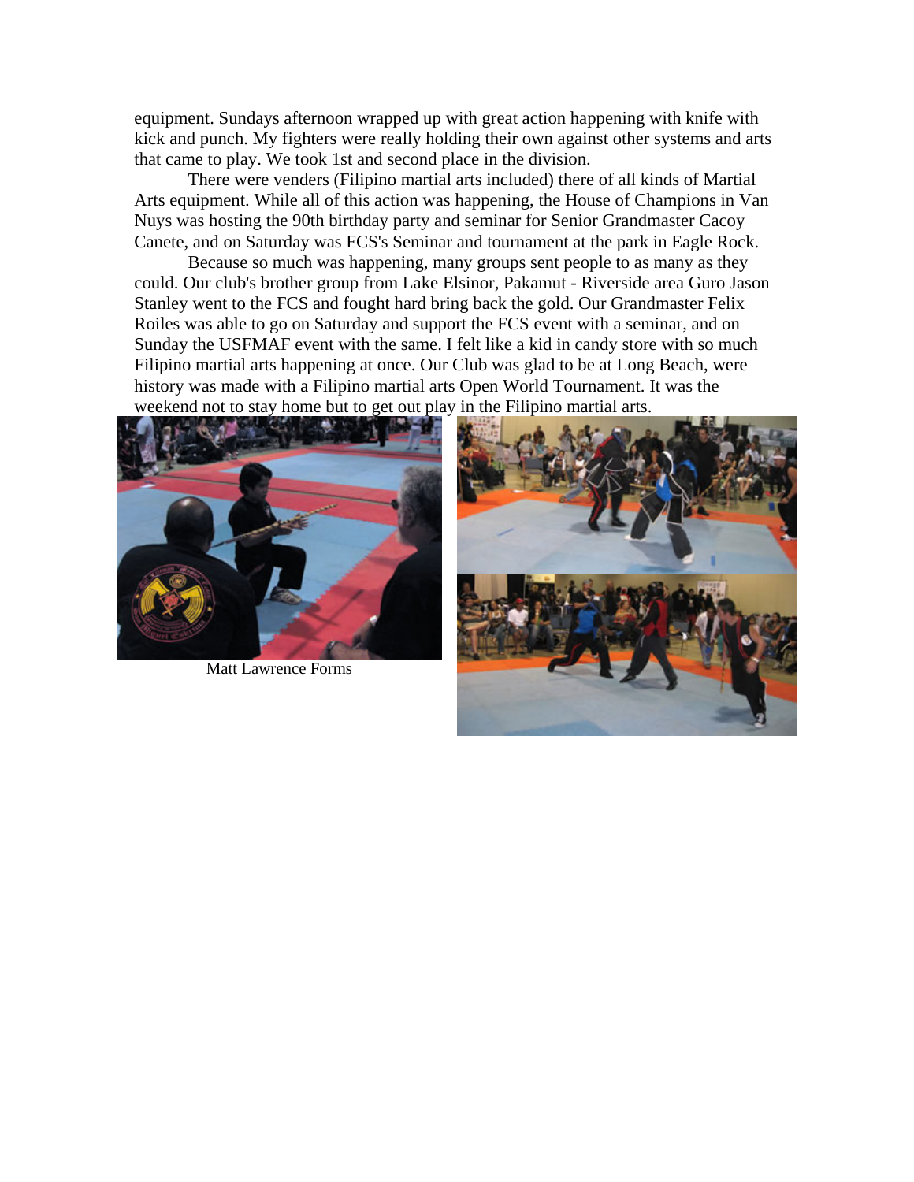equipment. Sundays afternoon wrapped up with great action happening with knife with kick and punch. My fighters were really holding their own against other systems and arts that came to play. We took 1st and second place in the division.

There were venders (Filipino martial arts included) there of all kinds of Martial Arts equipment. While all of this action was happening, the House of Champions in Van Nuys was hosting the 90th birthday party and seminar for Senior Grandmaster Cacoy Canete, and on Saturday was FCS's Seminar and tournament at the park in Eagle Rock.

Because so much was happening, many groups sent people to as many as they could. Our club's brother group from Lake Elsinor, Pakamut - Riverside area Guro Jason Stanley went to the FCS and fought hard bring back the gold. Our Grandmaster Felix Roiles was able to go on Saturday and support the FCS event with a seminar, and on Sunday the USFMAF event with the same. I felt like a kid in candy store with so much Filipino martial arts happening at once. Our Club was glad to be at Long Beach, were history was made with a Filipino martial arts Open World Tournament. It was the weekend not to stay home but to get out play in the Filipino martial arts.

Matt Lawrence Forms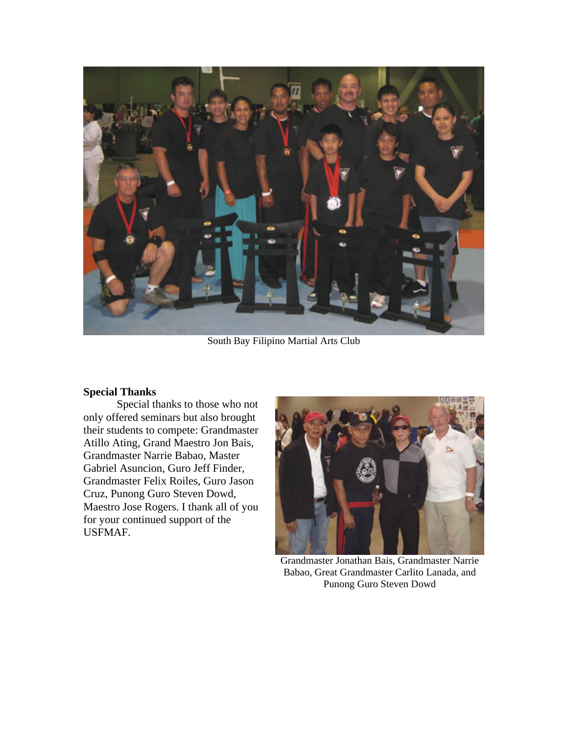South Bay Filipino Martial Arts Club

**Special Thanks**

Special thanks to those who not only offered seminars but also brought their students to compete: Grandmaster Atillo Ating, Grand Maestro Jon Bais, Grandmaster Narrie Babao, Master Gabriel Asuncion, Guro Jeff Finder, Grandmaster Felix Roiles, Guro Jason Cruz, Punong Guro Steven Dowd, Maestro Jose Rogers. I thank all of you for your continued support of the USFMAF.

Grandmaster Jonathan Bais, Grandmaster Narrie Babao, Great Grandmaster Carlito Lanada, and Punong Guro Steven Dowd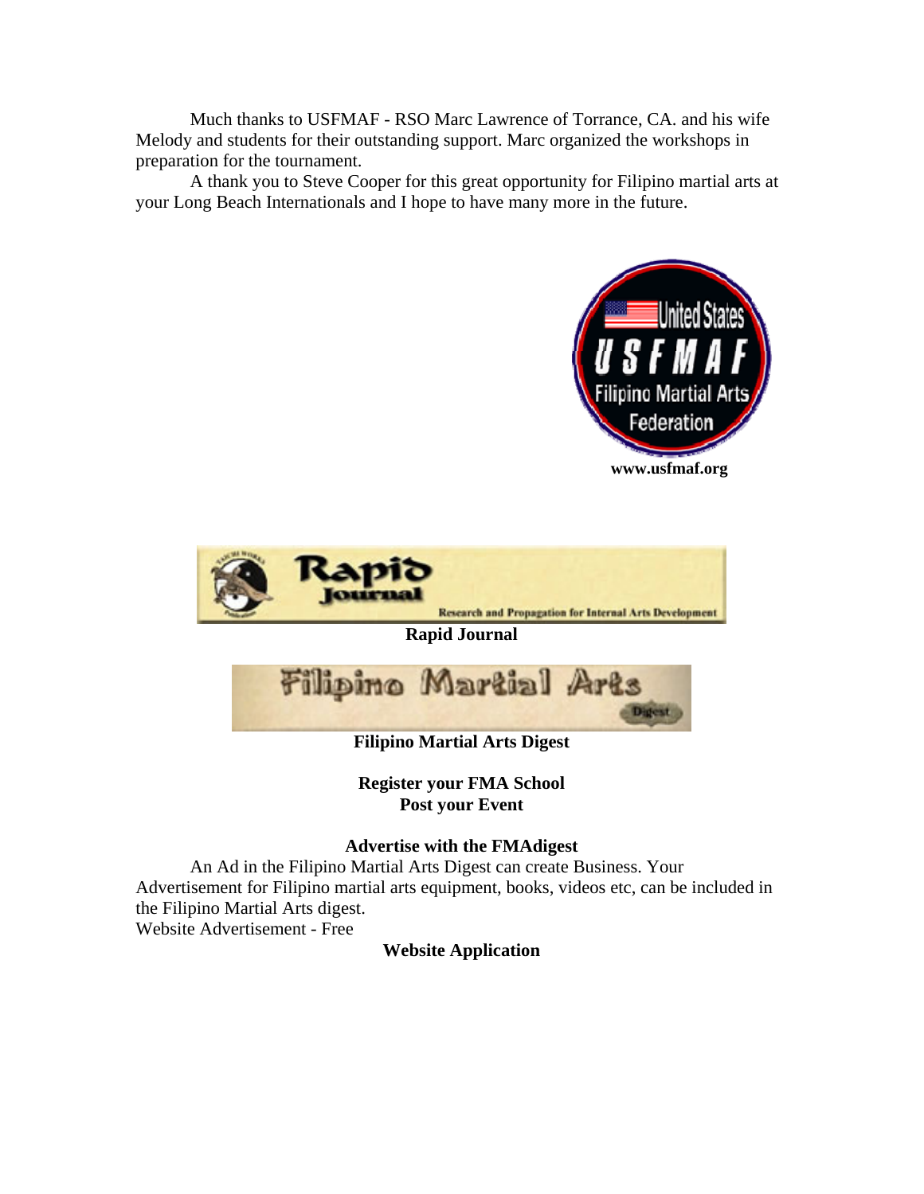Much thanks to USFMAF - RSO Marc Lawrence of Torrance, CA. and his wife Melody and students for their outstanding support. Marc organized the workshops in preparation for the tournament.

A thank you to Steve Cooper for this great opportunity for Filipino martial arts at your Long Beach Internationals and I hope to have many more in the future.

**www.usfmaf.org**

**Rapid Journal**

**Filipino Martial Arts Digest**

**Register your FMA School**
**Post your Event**

**Advertise with the FMAdigest**

An Ad in the Filipino Martial Arts Digest can create Business. Your Advertisement for Filipino martial arts equipment, books, videos etc, can be included in the Filipino Martial Arts digest.
Website Advertisement - Free

**Website Application**